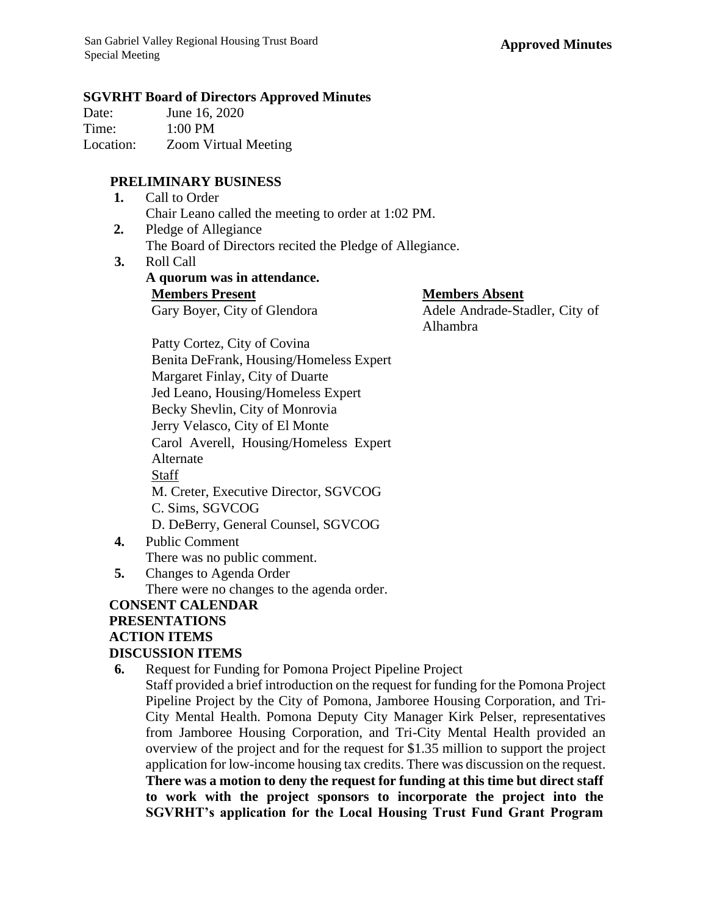**Approved Minutes**

### SGVRHT Board of Directors Approved Minutes

Date: June 16, 2020
Time: 1:00 PM
Location: Zoom Virtual Meeting

#### PRELIMINARY BUSINESS

**1.** Call to Order
Chair Leano called the meeting to order at 1:02 PM.

**2.** Pledge of Allegiance
The Board of Directors recited the Pledge of Allegiance.

**3.** Roll Call
**A quorum was in attendance.**

| **Members Present** | **Members Absent** |
|---|---|
| Gary Boyer, City of Glendora | Adele Andrade-Stadler, City of Alhambra |
| Patty Cortez, City of Covina | |
| Benita DeFrank, Housing/Homeless Expert | |
| Margaret Finlay, City of Duarte | |
| Jed Leano, Housing/Homeless Expert | |
| Becky Shevlin, City of Monrovia | |
| Jerry Velasco, City of El Monte | |
| Carol Averell, Housing/Homeless Expert Alternate | |

Staff
M. Creter, Executive Director, SGVCOG
C. Sims, SGVCOG
D. DeBerry, General Counsel, SGVCOG

**4.** Public Comment
There was no public comment.

**5.** Changes to Agenda Order
There were no changes to the agenda order.

#### CONSENT CALENDAR

#### PRESENTATIONS

#### ACTION ITEMS

#### DISCUSSION ITEMS

**6.** Request for Funding for Pomona Project Pipeline Project
Staff provided a brief introduction on the request for funding for the Pomona Project Pipeline Project by the City of Pomona, Jamboree Housing Corporation, and Tri-City Mental Health. Pomona Deputy City Manager Kirk Pelser, representatives from Jamboree Housing Corporation, and Tri-City Mental Health provided an overview of the project and for the request for $1.35 million to support the project application for low-income housing tax credits. There was discussion on the request. **There was a motion to deny the request for funding at this time but direct staff to work with the project sponsors to incorporate the project into the SGVRHT's application for the Local Housing Trust Fund Grant Program**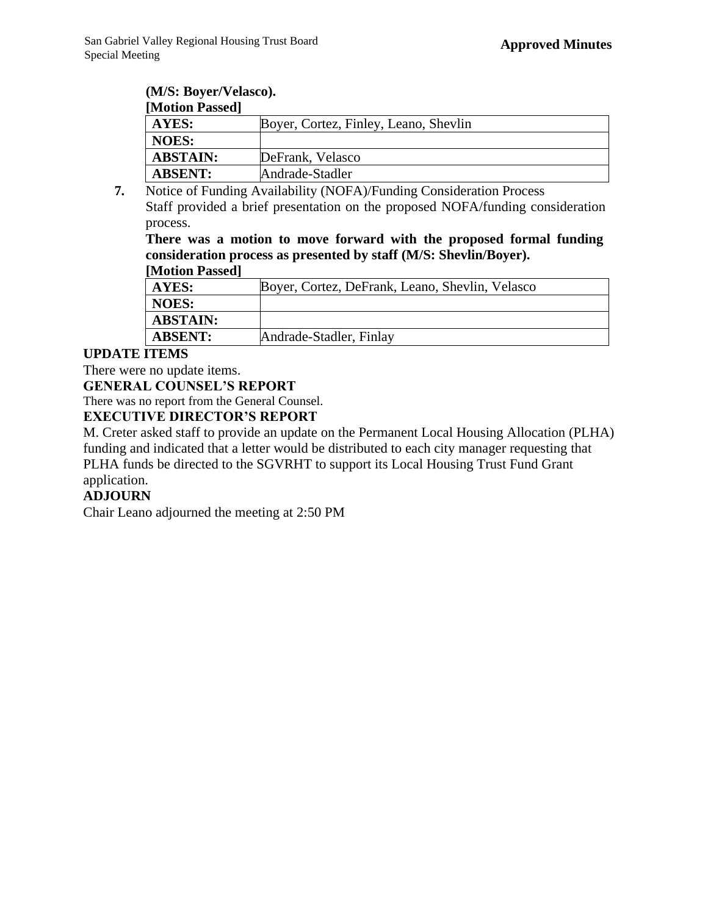**(M/S: Boyer/Velasco).**

**[Motion Passed]**

| | |
|---|---|
| **AYES:** | Boyer, Cortez, Finley, Leano, Shevlin |
| **NOES:** | |
| **ABSTAIN:** | DeFrank, Velasco |
| **ABSENT:** | Andrade-Stadler |

**7.** Notice of Funding Availability (NOFA)/Funding Consideration Process

Staff provided a brief presentation on the proposed NOFA/funding consideration process.

**There was a motion to move forward with the proposed formal funding consideration process as presented by staff (M/S: Shevlin/Boyer).**

**[Motion Passed]**

| | |
|---|---|
| **AYES:** | Boyer, Cortez, DeFrank, Leano, Shevlin, Velasco |
| **NOES:** | |
| **ABSTAIN:** | |
| **ABSENT:** | Andrade-Stadler, Finlay |

**UPDATE ITEMS**

There were no update items.

**GENERAL COUNSEL'S REPORT**

There was no report from the General Counsel.

**EXECUTIVE DIRECTOR'S REPORT**

M. Creter asked staff to provide an update on the Permanent Local Housing Allocation (PLHA) funding and indicated that a letter would be distributed to each city manager requesting that PLHA funds be directed to the SGVRHT to support its Local Housing Trust Fund Grant application.

**ADJOURN**

Chair Leano adjourned the meeting at 2:50 PM